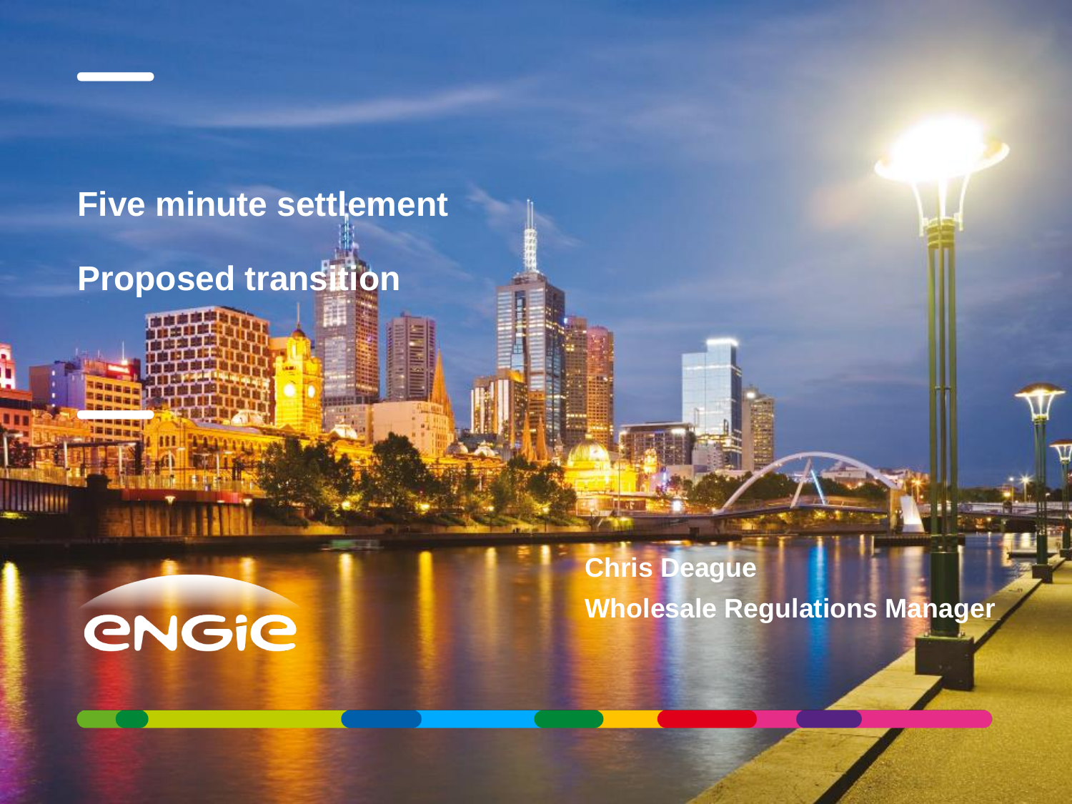# Five minute settlement

# Proposed transition

ENGIE

**Chris Deague**

**Wholesale Regulations Manager**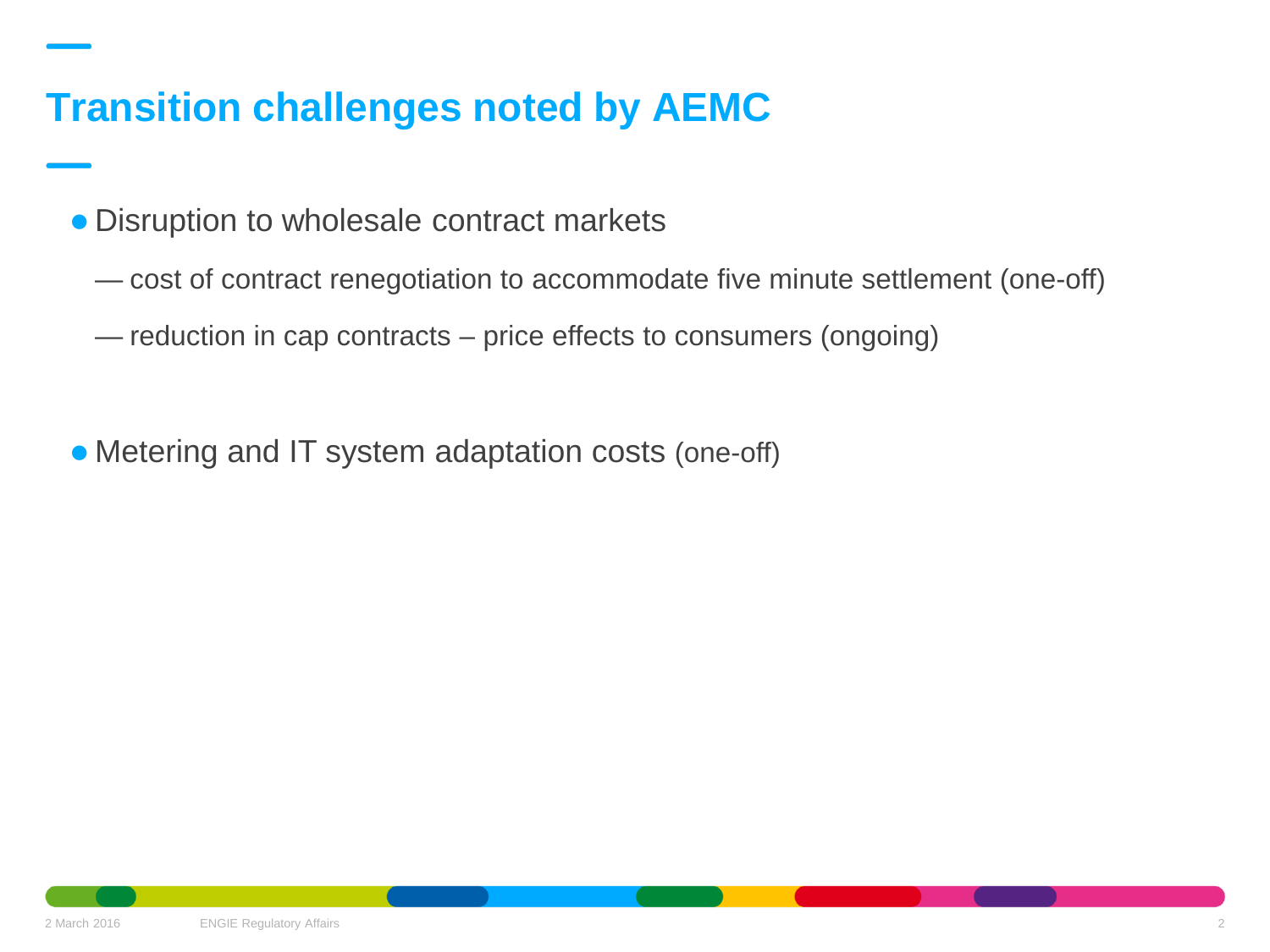# Transition challenges noted by AEMC

- Disruption to wholesale contract markets
  - — cost of contract renegotiation to accommodate five minute settlement (one-off)
  - — reduction in cap contracts – price effects to consumers (ongoing)

- Metering and IT system adaptation costs (one-off)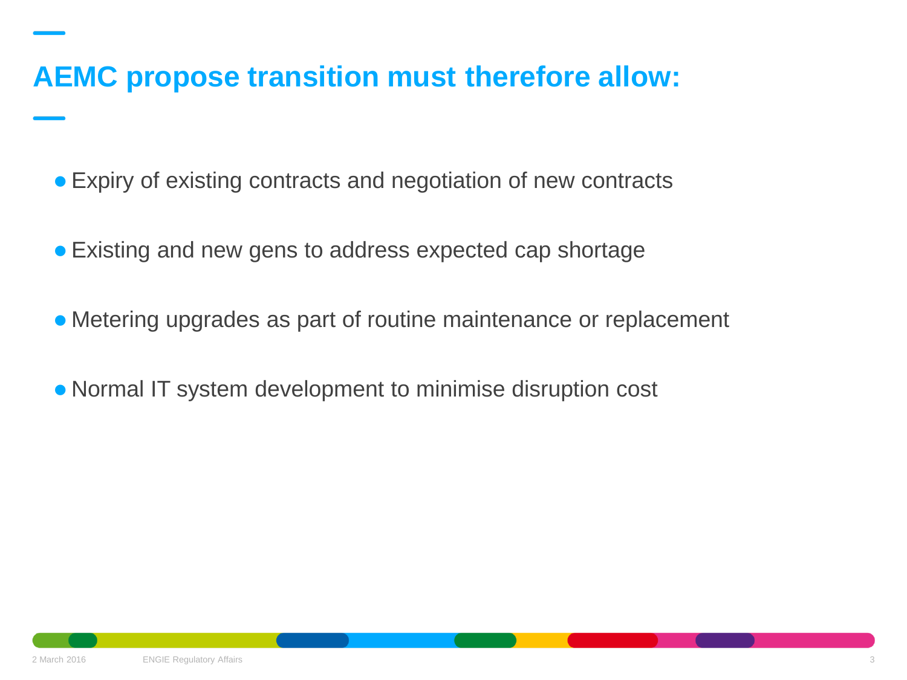# AEMC propose transition must therefore allow:

- Expiry of existing contracts and negotiation of new contracts
- Existing and new gens to address expected cap shortage
- Metering upgrades as part of routine maintenance or replacement
- Normal IT system development to minimise disruption cost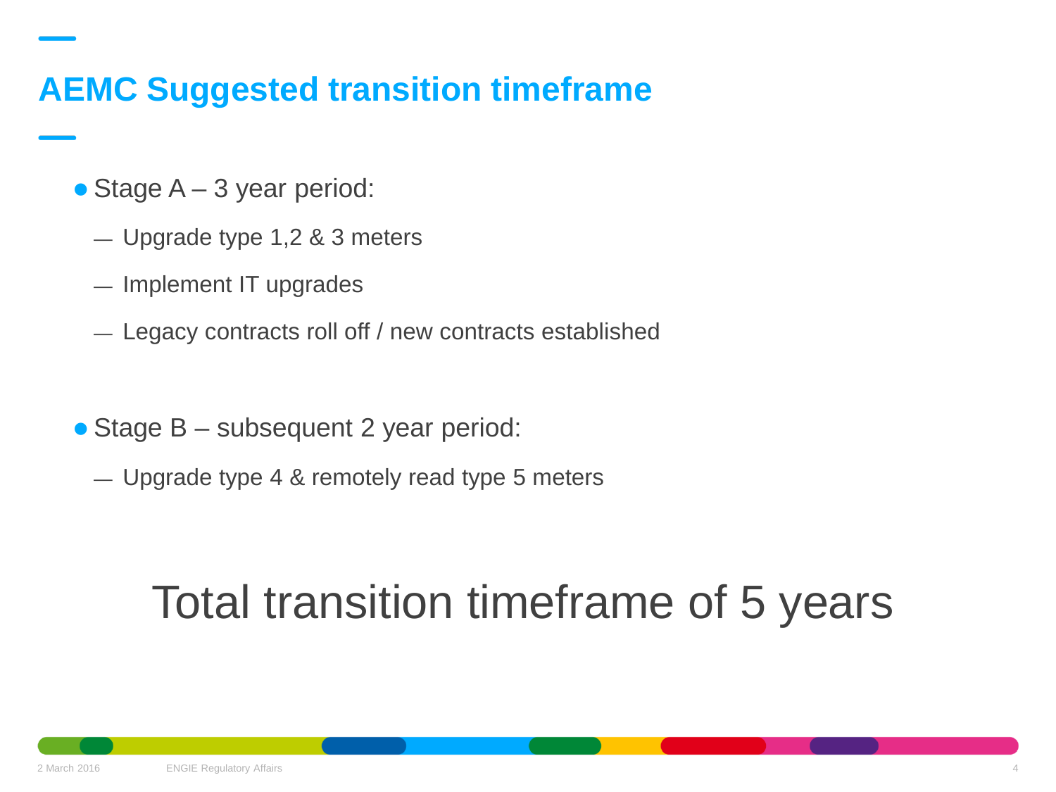# AEMC Suggested transition timeframe

- Stage A – 3 year period:
  - Upgrade type 1,2 & 3 meters
  - Implement IT upgrades
  - Legacy contracts roll off / new contracts established

- Stage B – subsequent 2 year period:
  - Upgrade type 4 & remotely read type 5 meters

## Total transition timeframe of 5 years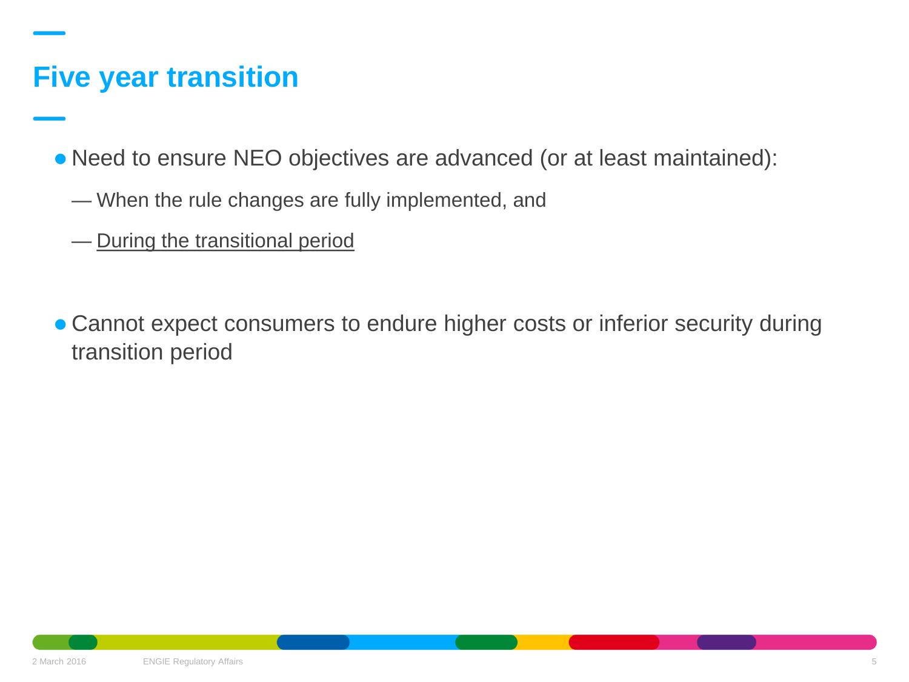# Five year transition

- Need to ensure NEO objectives are advanced (or at least maintained):
  - When the rule changes are fully implemented, and
  - <u>During the transitional period</u>

- Cannot expect consumers to endure higher costs or inferior security during transition period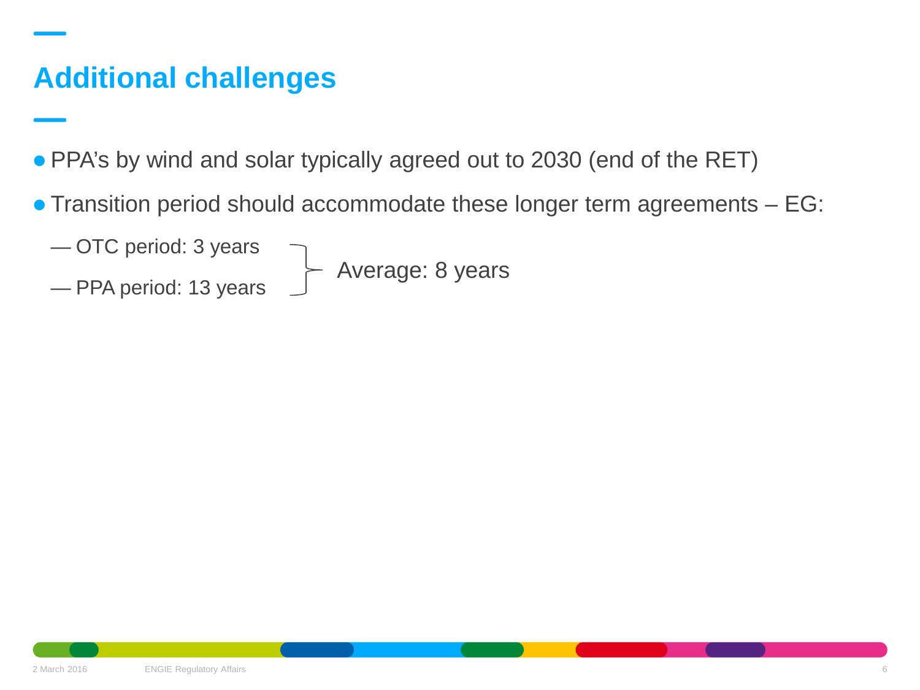# Additional challenges

- PPA's by wind and solar typically agreed out to 2030 (end of the RET)
- Transition period should accommodate these longer term agreements – EG:
  - — OTC period: 3 years
  - — PPA period: 13 years

  Average: 8 years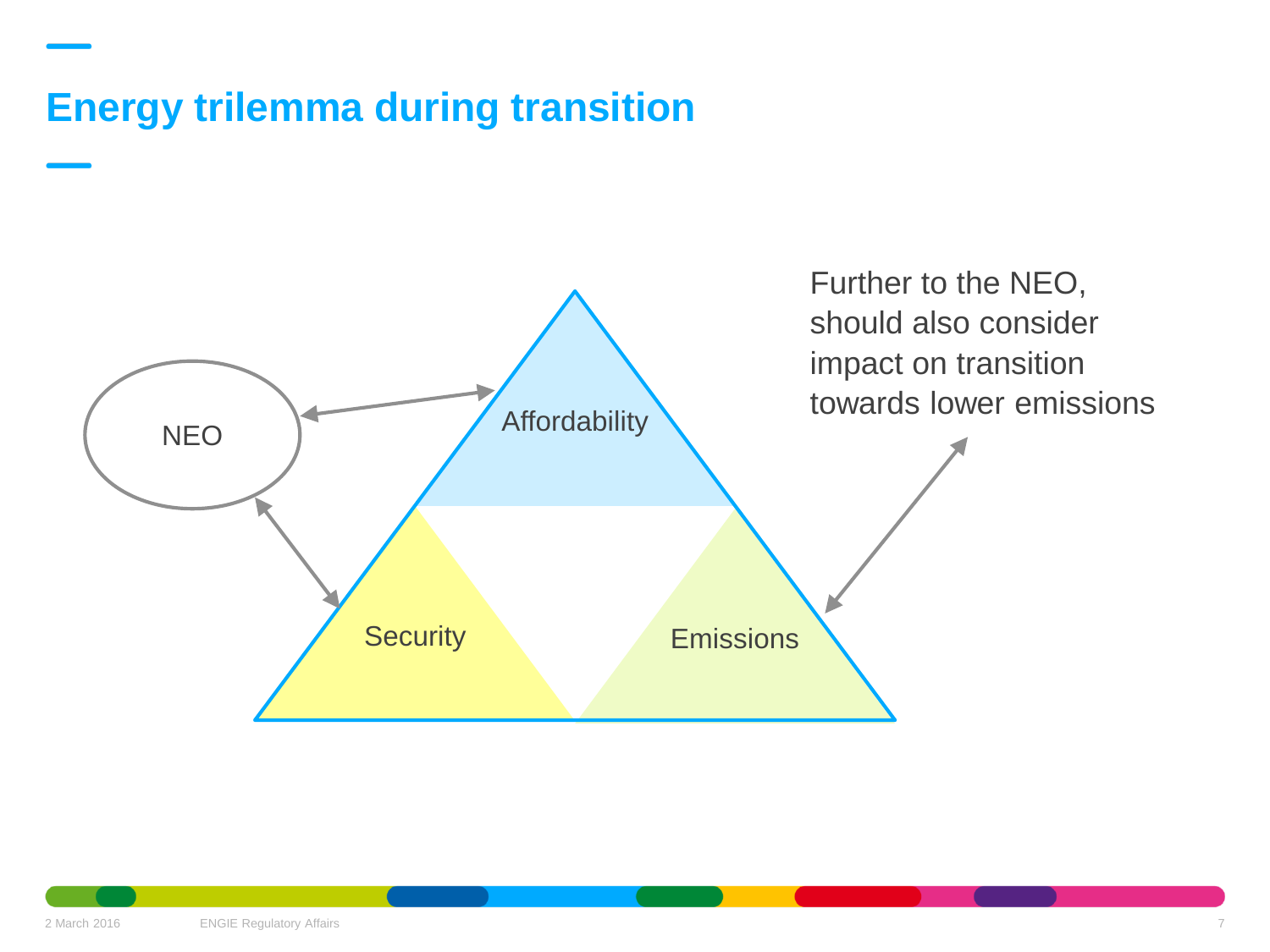# Energy trilemma during transition

NEO

Affordability

Security

Emissions

Further to the NEO, should also consider impact on transition towards lower emissions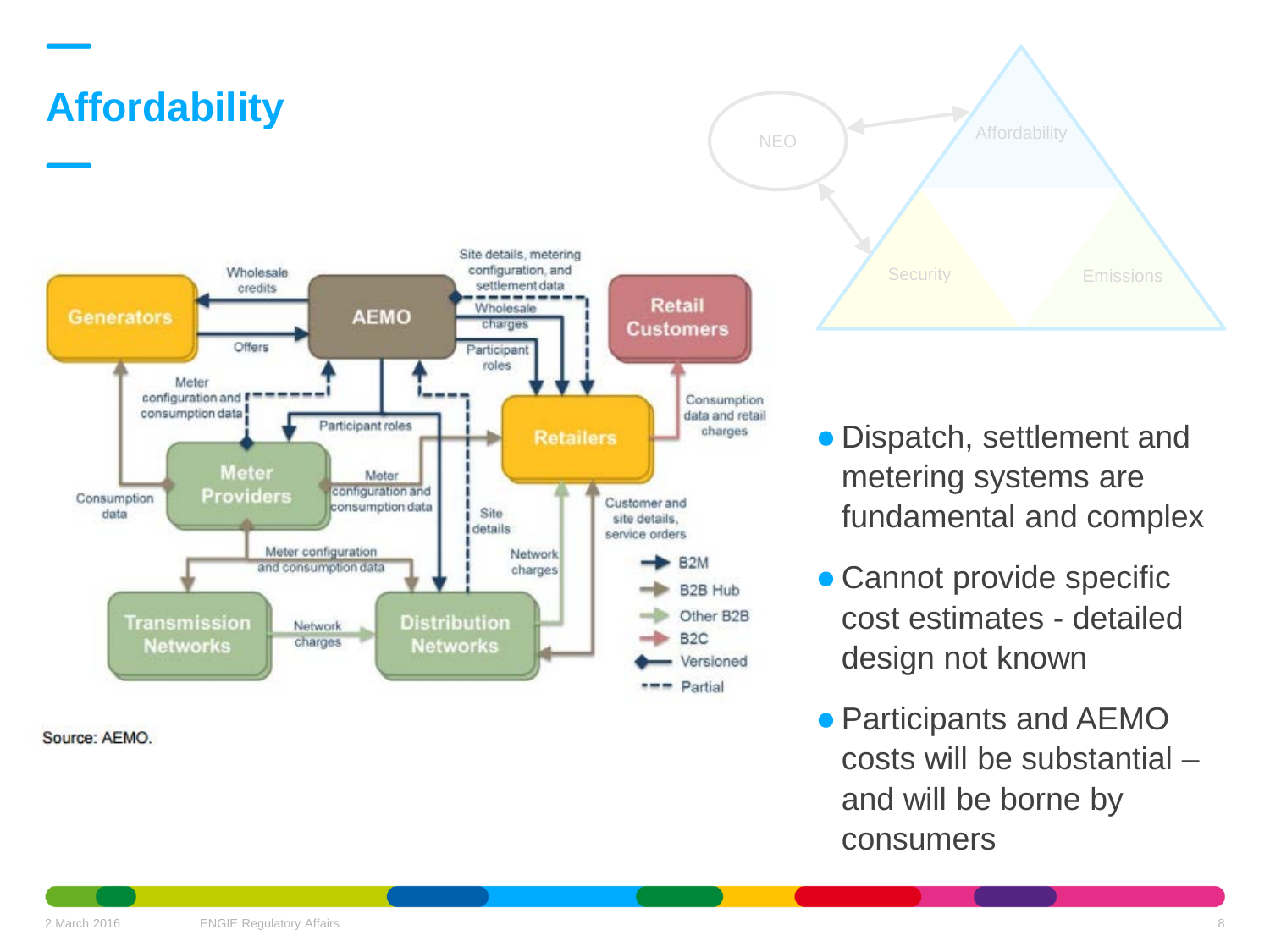# Affordability

NEO

Affordability

Security

Emissions

Wholesale credits

Offers

Generators

AEMO

Site details, metering configuration, and settlement data

Wholesale charges

Participant roles

Retail Customers

Meter configuration and consumption data

Participant roles

Retailers

Consumption data and retail charges

Meter Providers

Meter configuration and consumption data

Consumption data

Site details

Customer and site details, service orders

Meter configuration and consumption data

Network charges

Transmission Networks

Network charges

Distribution Networks

B2M

B2B Hub

Other B2B

B2C

Versioned

Partial

Source: AEMO.

- Dispatch, settlement and metering systems are fundamental and complex
- Cannot provide specific cost estimates - detailed design not known
- Participants and AEMO costs will be substantial – and will be borne by consumers

2 March 2016 ENGIE Regulatory Affairs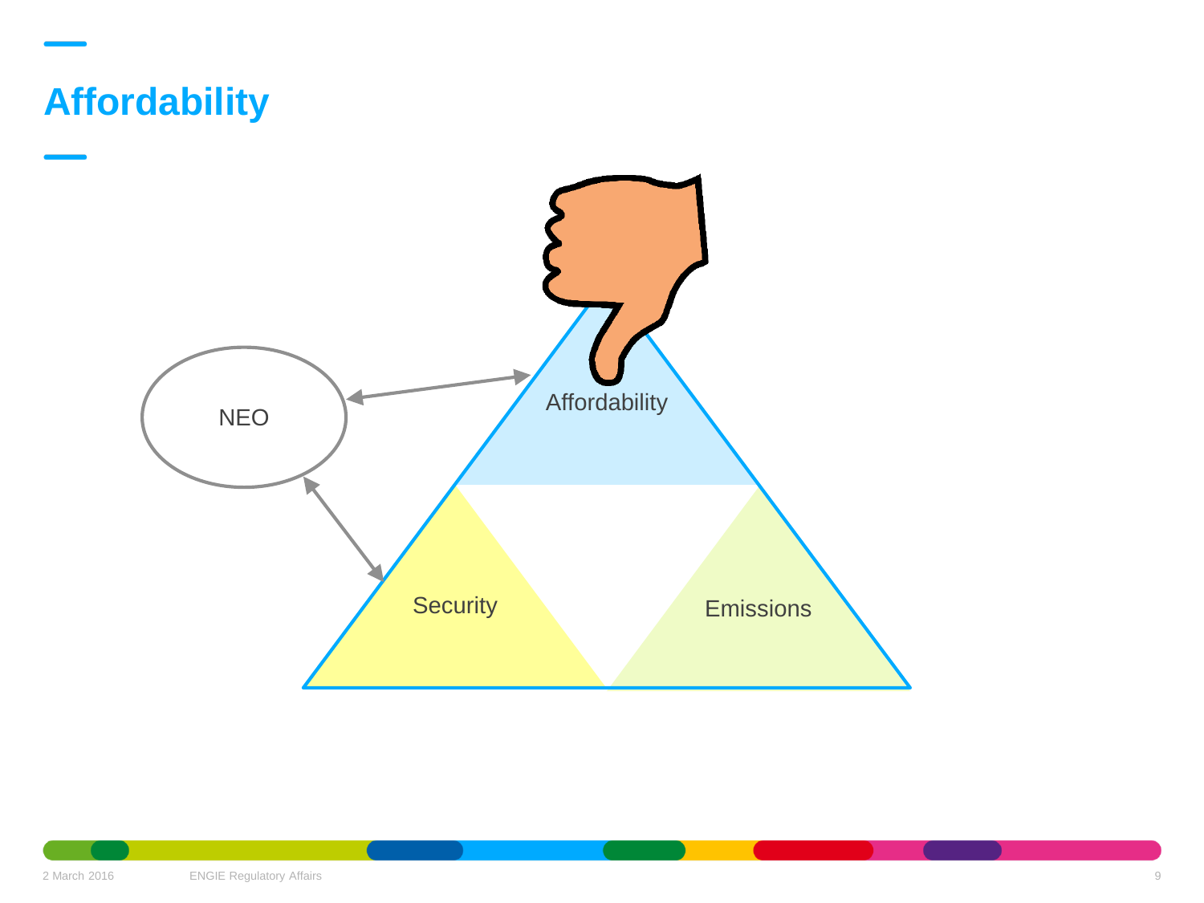# Affordability

NEO

Affordability

Security

Emissions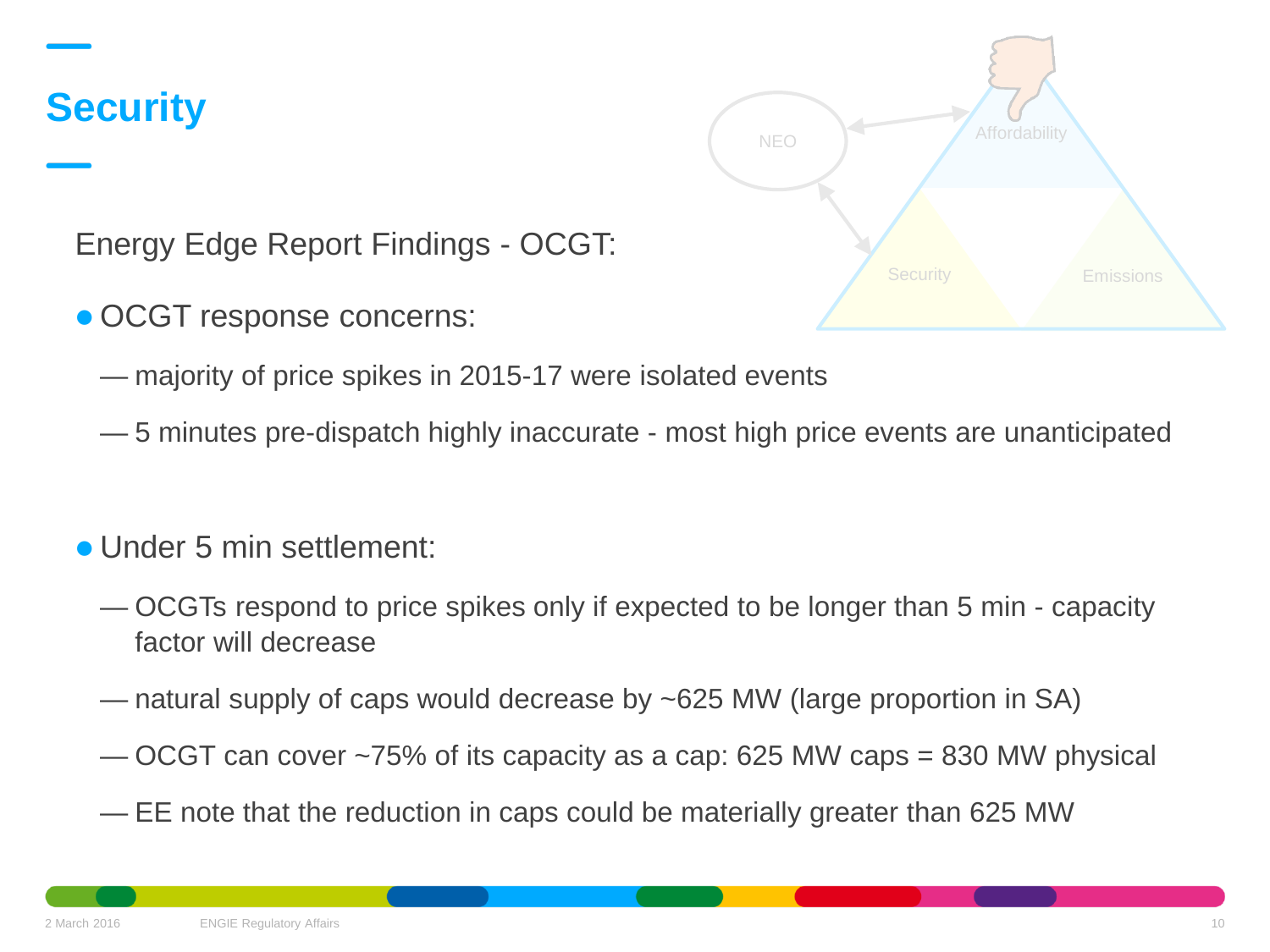# Security

Energy Edge Report Findings - OCGT:

- OCGT response concerns:
  - majority of price spikes in 2015-17 were isolated events
  - 5 minutes pre-dispatch highly inaccurate - most high price events are unanticipated

- Under 5 min settlement:
  - OCGTs respond to price spikes only if expected to be longer than 5 min - capacity factor will decrease
  - natural supply of caps would decrease by ~625 MW (large proportion in SA)
  - OCGT can cover ~75% of its capacity as a cap: 625 MW caps = 830 MW physical
  - EE note that the reduction in caps could be materially greater than 625 MW

NEO

Affordability

Security

Emissions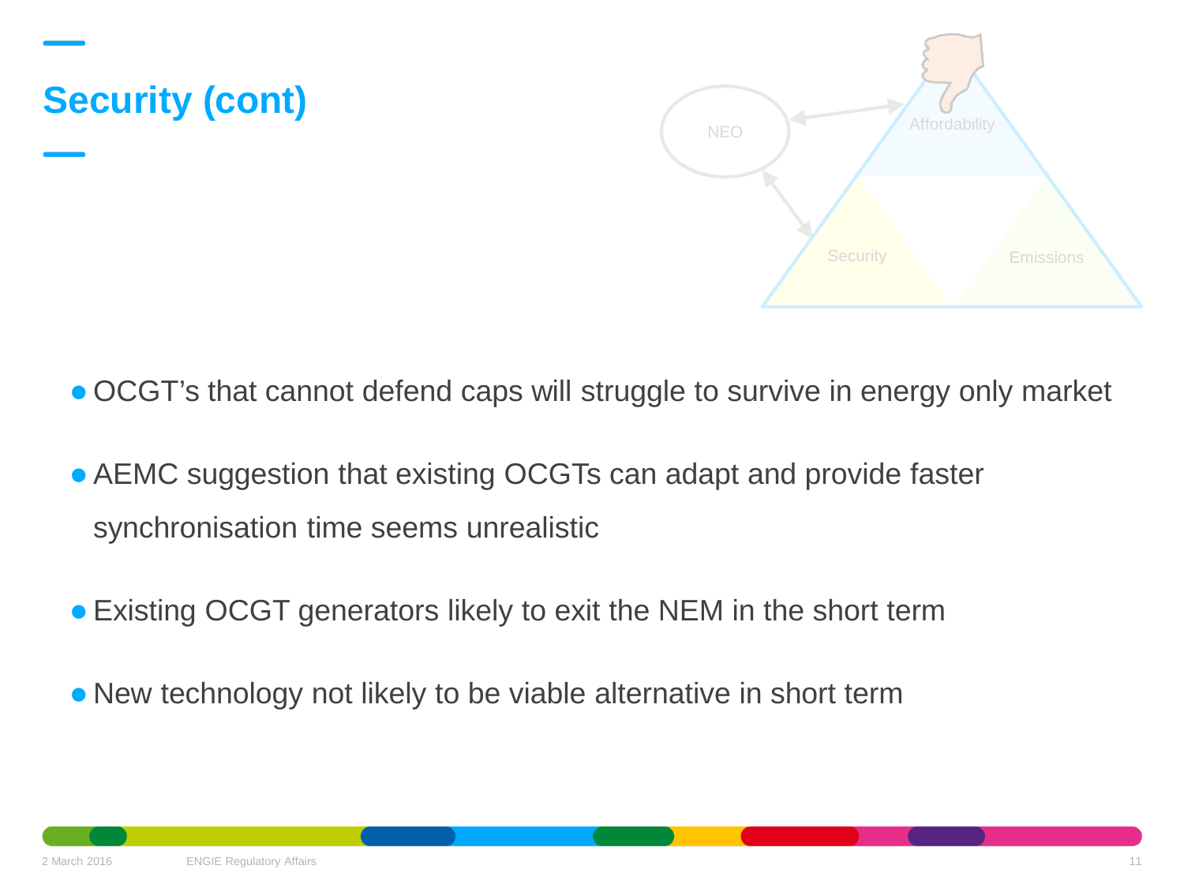# Security (cont)

NEO

Affordability

Security

Emissions

- OCGT’s that cannot defend caps will struggle to survive in energy only market
- AEMC suggestion that existing OCGTs can adapt and provide faster synchronisation time seems unrealistic
- Existing OCGT generators likely to exit the NEM in the short term
- New technology not likely to be viable alternative in short term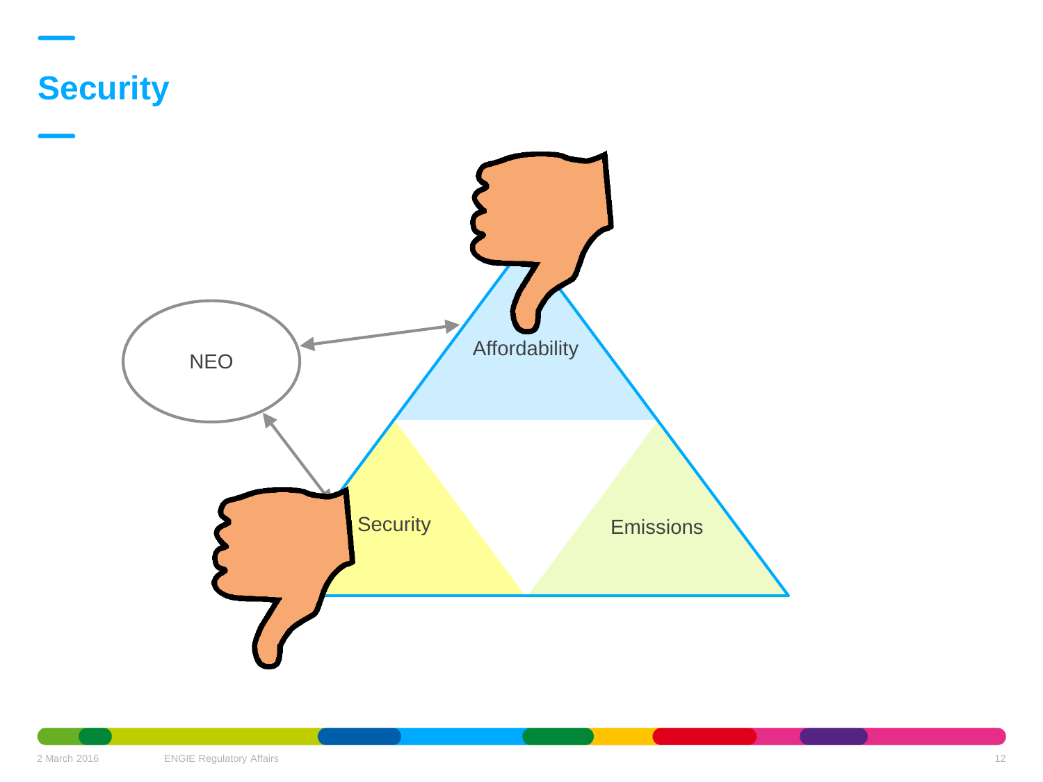# Security

NEO

Affordability

Security

Emissions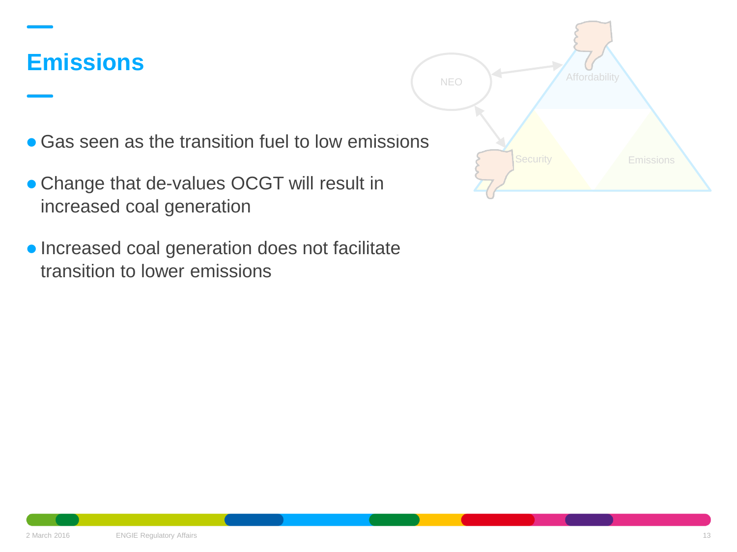# Emissions

- Gas seen as the transition fuel to low emissions
- Change that de-values OCGT will result in increased coal generation
- Increased coal generation does not facilitate transition to lower emissions

NEO

Affordability

Security

Emissions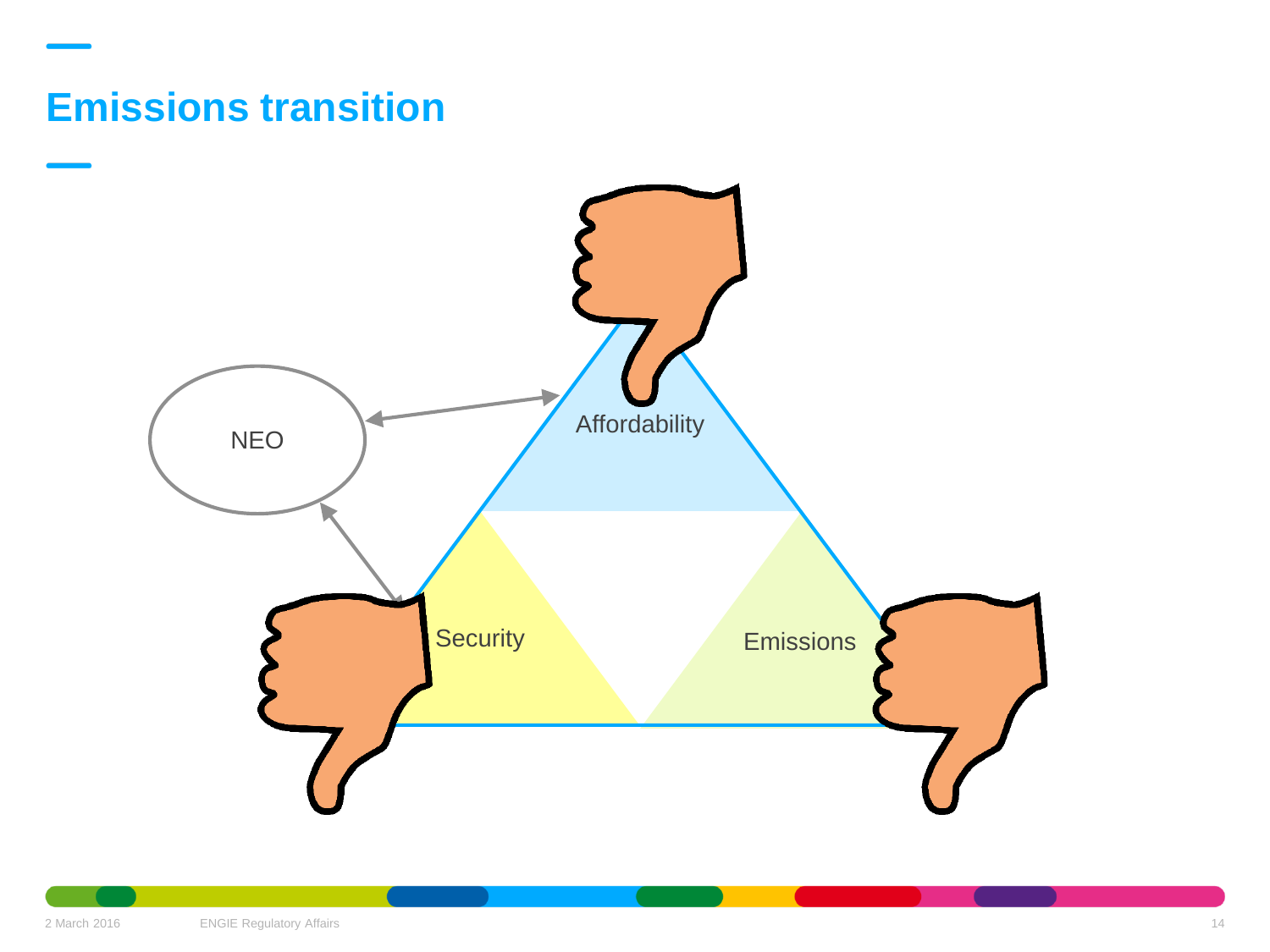# Emissions transition

NEO

Affordability

Security

Emissions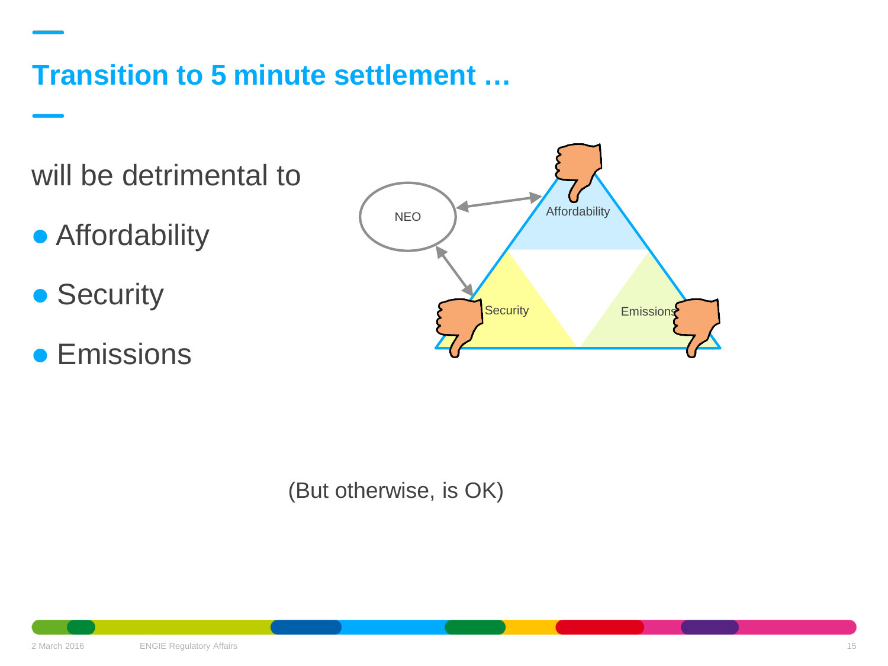# Transition to 5 minute settlement …

will be detrimental to

- Affordability
- Security
- Emissions

NEO

Affordability

Security

Emissions

(But otherwise, is OK)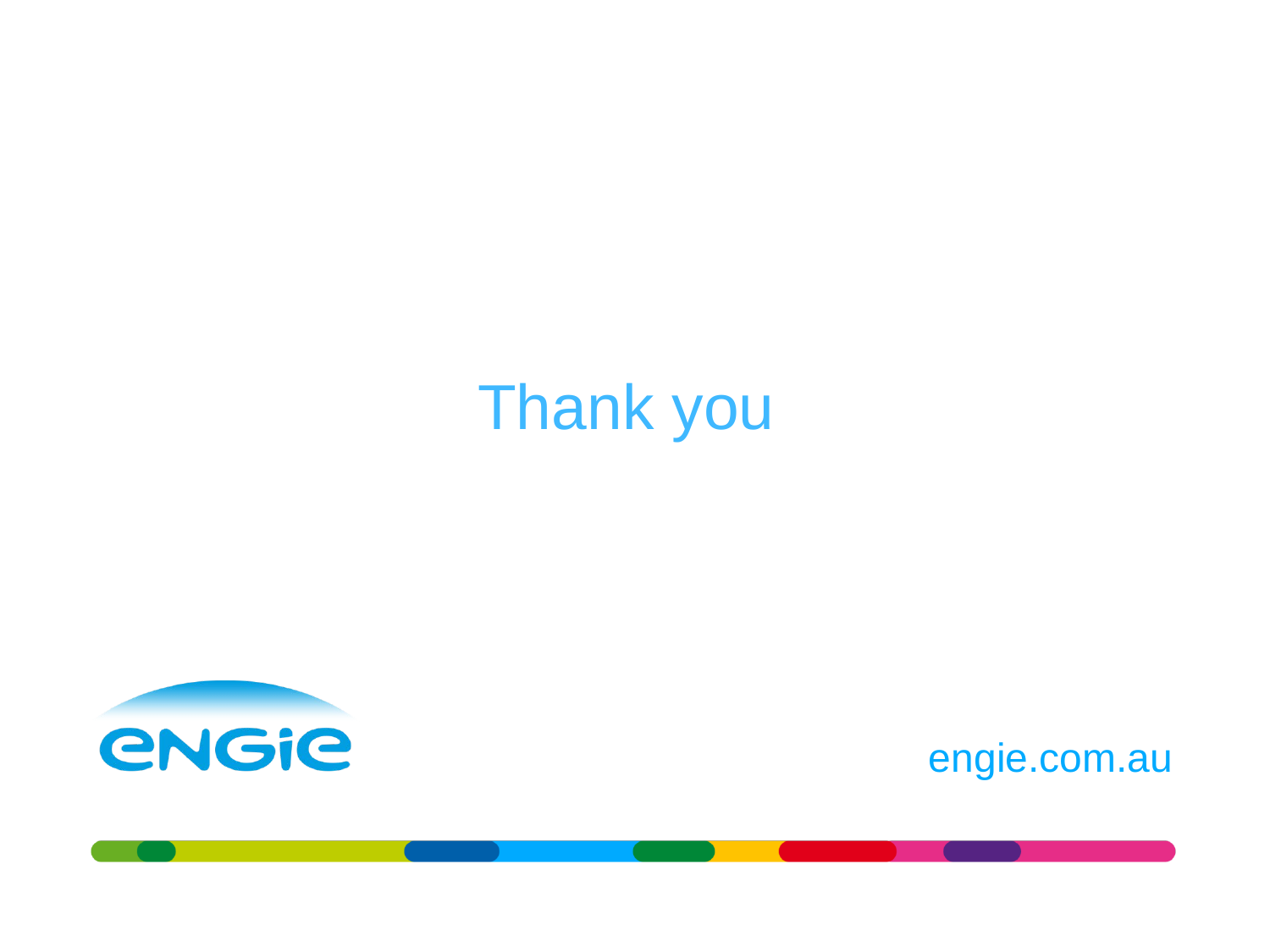# Thank you

engie.com.au